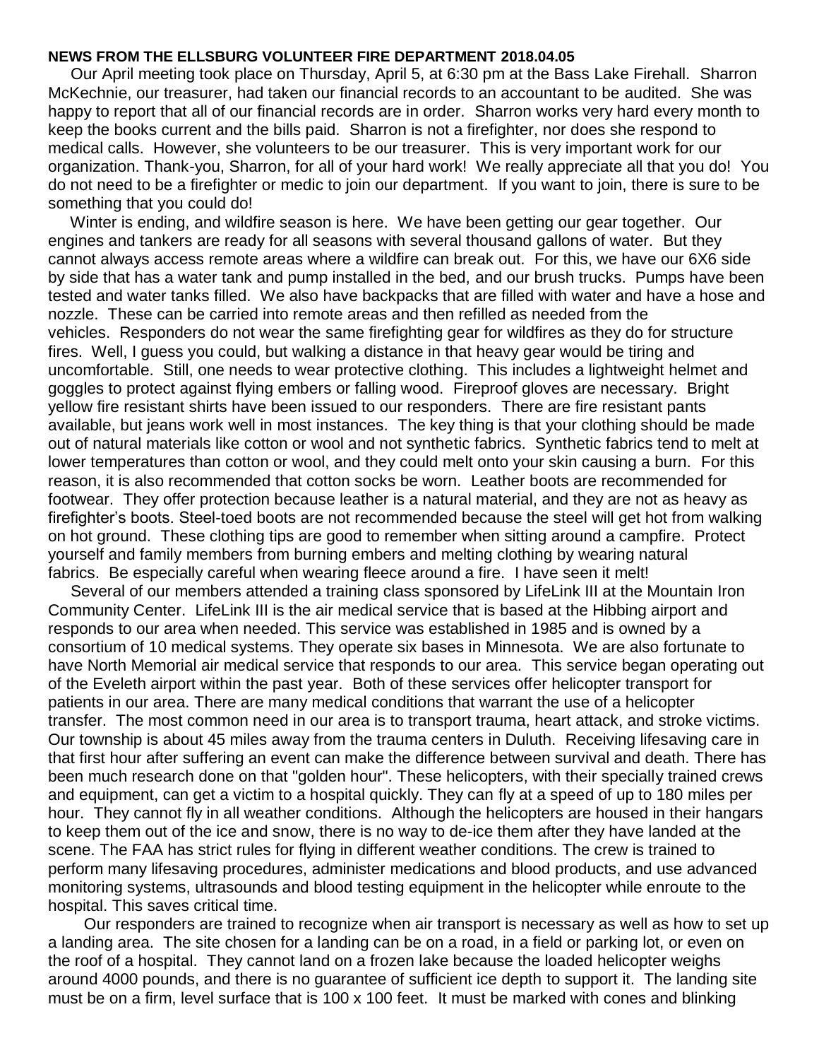**NEWS FROM THE ELLSBURG VOLUNTEER FIRE DEPARTMENT 2018.04.05**

Our April meeting took place on Thursday, April 5, at 6:30 pm at the Bass Lake Firehall. Sharron McKechnie, our treasurer, had taken our financial records to an accountant to be audited. She was happy to report that all of our financial records are in order. Sharron works very hard every month to keep the books current and the bills paid. Sharron is not a firefighter, nor does she respond to medical calls. However, she volunteers to be our treasurer. This is very important work for our organization. Thank-you, Sharron, for all of your hard work! We really appreciate all that you do! You do not need to be a firefighter or medic to join our department. If you want to join, there is sure to be something that you could do!

Winter is ending, and wildfire season is here. We have been getting our gear together. Our engines and tankers are ready for all seasons with several thousand gallons of water. But they cannot always access remote areas where a wildfire can break out. For this, we have our 6X6 side by side that has a water tank and pump installed in the bed, and our brush trucks. Pumps have been tested and water tanks filled. We also have backpacks that are filled with water and have a hose and nozzle. These can be carried into remote areas and then refilled as needed from the vehicles. Responders do not wear the same firefighting gear for wildfires as they do for structure fires. Well, I guess you could, but walking a distance in that heavy gear would be tiring and uncomfortable. Still, one needs to wear protective clothing. This includes a lightweight helmet and goggles to protect against flying embers or falling wood. Fireproof gloves are necessary. Bright yellow fire resistant shirts have been issued to our responders. There are fire resistant pants available, but jeans work well in most instances. The key thing is that your clothing should be made out of natural materials like cotton or wool and not synthetic fabrics. Synthetic fabrics tend to melt at lower temperatures than cotton or wool, and they could melt onto your skin causing a burn. For this reason, it is also recommended that cotton socks be worn. Leather boots are recommended for footwear. They offer protection because leather is a natural material, and they are not as heavy as firefighter's boots. Steel-toed boots are not recommended because the steel will get hot from walking on hot ground. These clothing tips are good to remember when sitting around a campfire. Protect yourself and family members from burning embers and melting clothing by wearing natural fabrics. Be especially careful when wearing fleece around a fire. I have seen it melt!

Several of our members attended a training class sponsored by LifeLink III at the Mountain Iron Community Center. LifeLink III is the air medical service that is based at the Hibbing airport and responds to our area when needed. This service was established in 1985 and is owned by a consortium of 10 medical systems. They operate six bases in Minnesota. We are also fortunate to have North Memorial air medical service that responds to our area. This service began operating out of the Eveleth airport within the past year. Both of these services offer helicopter transport for patients in our area. There are many medical conditions that warrant the use of a helicopter transfer. The most common need in our area is to transport trauma, heart attack, and stroke victims. Our township is about 45 miles away from the trauma centers in Duluth. Receiving lifesaving care in that first hour after suffering an event can make the difference between survival and death. There has been much research done on that "golden hour". These helicopters, with their specially trained crews and equipment, can get a victim to a hospital quickly. They can fly at a speed of up to 180 miles per hour. They cannot fly in all weather conditions. Although the helicopters are housed in their hangars to keep them out of the ice and snow, there is no way to de-ice them after they have landed at the scene. The FAA has strict rules for flying in different weather conditions. The crew is trained to perform many lifesaving procedures, administer medications and blood products, and use advanced monitoring systems, ultrasounds and blood testing equipment in the helicopter while enroute to the hospital. This saves critical time.

Our responders are trained to recognize when air transport is necessary as well as how to set up a landing area. The site chosen for a landing can be on a road, in a field or parking lot, or even on the roof of a hospital. They cannot land on a frozen lake because the loaded helicopter weighs around 4000 pounds, and there is no guarantee of sufficient ice depth to support it. The landing site must be on a firm, level surface that is 100 x 100 feet. It must be marked with cones and blinking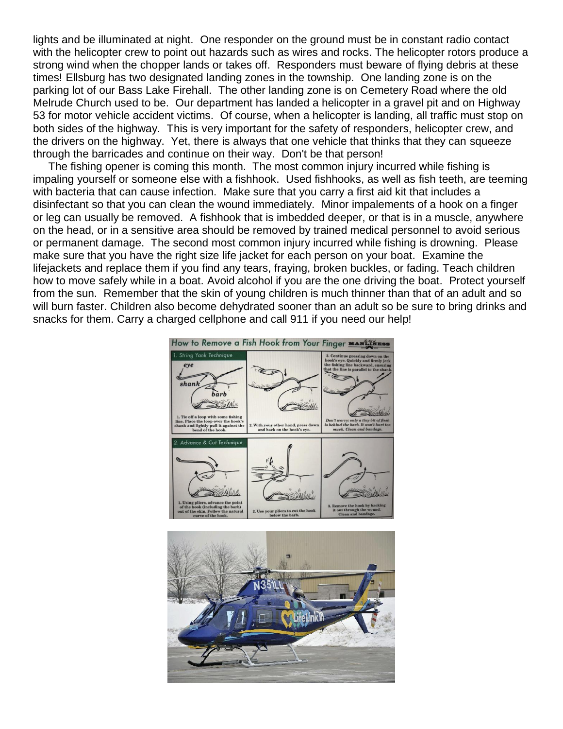lights and be illuminated at night. One responder on the ground must be in constant radio contact with the helicopter crew to point out hazards such as wires and rocks. The helicopter rotors produce a strong wind when the chopper lands or takes off. Responders must beware of flying debris at these times! Ellsburg has two designated landing zones in the township. One landing zone is on the parking lot of our Bass Lake Firehall. The other landing zone is on Cemetery Road where the old Melrude Church used to be. Our department has landed a helicopter in a gravel pit and on Highway 53 for motor vehicle accident victims. Of course, when a helicopter is landing, all traffic must stop on both sides of the highway. This is very important for the safety of responders, helicopter crew, and the drivers on the highway. Yet, there is always that one vehicle that thinks that they can squeeze through the barricades and continue on their way. Don't be that person!

The fishing opener is coming this month. The most common injury incurred while fishing is impaling yourself or someone else with a fishhook. Used fishhooks, as well as fish teeth, are teeming with bacteria that can cause infection. Make sure that you carry a first aid kit that includes a disinfectant so that you can clean the wound immediately. Minor impalements of a hook on a finger or leg can usually be removed. A fishhook that is imbedded deeper, or that is in a muscle, anywhere on the head, or in a sensitive area should be removed by trained medical personnel to avoid serious or permanent damage. The second most common injury incurred while fishing is drowning. Please make sure that you have the right size life jacket for each person on your boat. Examine the lifejackets and replace them if you find any tears, fraying, broken buckles, or fading. Teach children how to move safely while in a boat. Avoid alcohol if you are the one driving the boat. Protect yourself from the sun. Remember that the skin of young children is much thinner than that of an adult and so will burn faster. Children also become dehydrated sooner than an adult so be sure to bring drinks and snacks for them. Carry a charged cellphone and call 911 if you need our help!